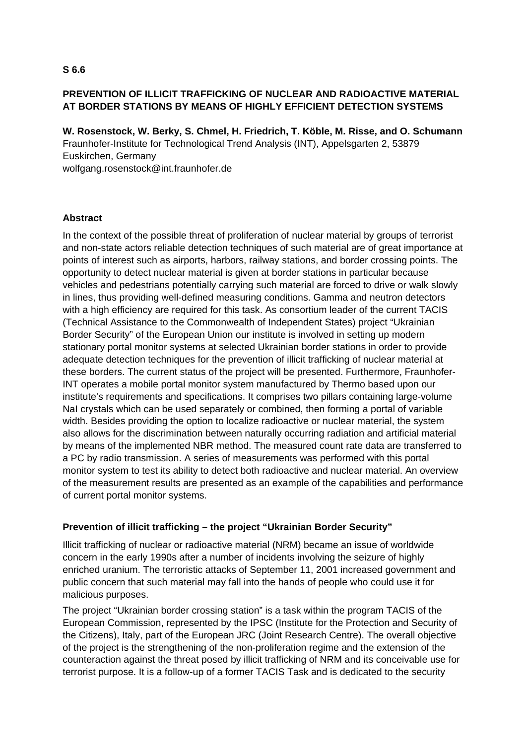**S 6.6**

# PREVENTION OF ILLICIT TRAFFICKING OF NUCLEAR AND RADIOACTIVE MATERIAL AT BORDER STATIONS BY MEANS OF HIGHLY EFFICIENT DETECTION SYSTEMS

**W. Rosenstock, W. Berky, S. Chmel, H. Friedrich, T. Köble, M. Risse, and O. Schumann**
Fraunhofer-Institute for Technological Trend Analysis (INT), Appelsgarten 2, 53879 Euskirchen, Germany
wolfgang.rosenstock@int.fraunhofer.de

## Abstract

In the context of the possible threat of proliferation of nuclear material by groups of terrorist and non-state actors reliable detection techniques of such material are of great importance at points of interest such as airports, harbors, railway stations, and border crossing points. The opportunity to detect nuclear material is given at border stations in particular because vehicles and pedestrians potentially carrying such material are forced to drive or walk slowly in lines, thus providing well-defined measuring conditions. Gamma and neutron detectors with a high efficiency are required for this task. As consortium leader of the current TACIS (Technical Assistance to the Commonwealth of Independent States) project "Ukrainian Border Security" of the European Union our institute is involved in setting up modern stationary portal monitor systems at selected Ukrainian border stations in order to provide adequate detection techniques for the prevention of illicit trafficking of nuclear material at these borders. The current status of the project will be presented. Furthermore, Fraunhofer-INT operates a mobile portal monitor system manufactured by Thermo based upon our institute's requirements and specifications. It comprises two pillars containing large-volume NaI crystals which can be used separately or combined, then forming a portal of variable width. Besides providing the option to localize radioactive or nuclear material, the system also allows for the discrimination between naturally occurring radiation and artificial material by means of the implemented NBR method. The measured count rate data are transferred to a PC by radio transmission. A series of measurements was performed with this portal monitor system to test its ability to detect both radioactive and nuclear material. An overview of the measurement results are presented as an example of the capabilities and performance of current portal monitor systems.

## Prevention of illicit trafficking – the project "Ukrainian Border Security"

Illicit trafficking of nuclear or radioactive material (NRM) became an issue of worldwide concern in the early 1990s after a number of incidents involving the seizure of highly enriched uranium. The terroristic attacks of September 11, 2001 increased government and public concern that such material may fall into the hands of people who could use it for malicious purposes.

The project "Ukrainian border crossing station" is a task within the program TACIS of the European Commission, represented by the IPSC (Institute for the Protection and Security of the Citizens), Italy, part of the European JRC (Joint Research Centre). The overall objective of the project is the strengthening of the non-proliferation regime and the extension of the counteraction against the threat posed by illicit trafficking of NRM and its conceivable use for terrorist purpose. It is a follow-up of a former TACIS Task and is dedicated to the security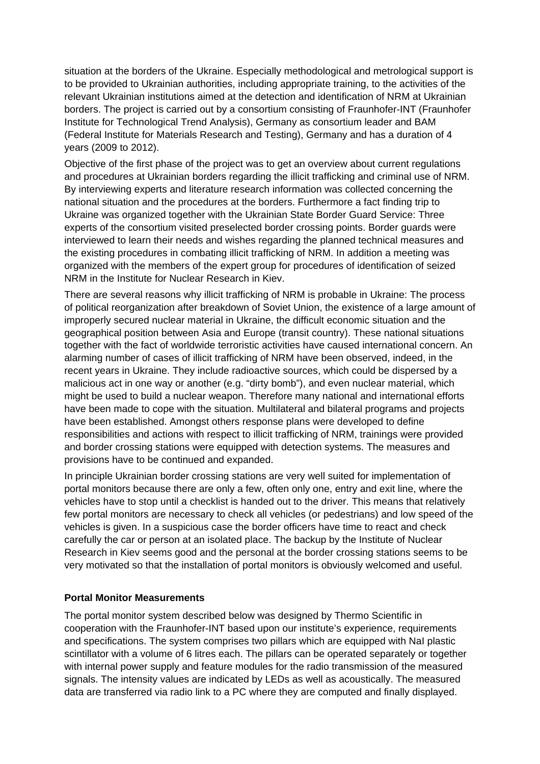situation at the borders of the Ukraine. Especially methodological and metrological support is to be provided to Ukrainian authorities, including appropriate training, to the activities of the relevant Ukrainian institutions aimed at the detection and identification of NRM at Ukrainian borders. The project is carried out by a consortium consisting of Fraunhofer-INT (Fraunhofer Institute for Technological Trend Analysis), Germany as consortium leader and BAM (Federal Institute for Materials Research and Testing), Germany and has a duration of 4 years (2009 to 2012).

Objective of the first phase of the project was to get an overview about current regulations and procedures at Ukrainian borders regarding the illicit trafficking and criminal use of NRM. By interviewing experts and literature research information was collected concerning the national situation and the procedures at the borders. Furthermore a fact finding trip to Ukraine was organized together with the Ukrainian State Border Guard Service: Three experts of the consortium visited preselected border crossing points. Border guards were interviewed to learn their needs and wishes regarding the planned technical measures and the existing procedures in combating illicit trafficking of NRM. In addition a meeting was organized with the members of the expert group for procedures of identification of seized NRM in the Institute for Nuclear Research in Kiev.

There are several reasons why illicit trafficking of NRM is probable in Ukraine: The process of political reorganization after breakdown of Soviet Union, the existence of a large amount of improperly secured nuclear material in Ukraine, the difficult economic situation and the geographical position between Asia and Europe (transit country). These national situations together with the fact of worldwide terroristic activities have caused international concern. An alarming number of cases of illicit trafficking of NRM have been observed, indeed, in the recent years in Ukraine. They include radioactive sources, which could be dispersed by a malicious act in one way or another (e.g. “dirty bomb”), and even nuclear material, which might be used to build a nuclear weapon. Therefore many national and international efforts have been made to cope with the situation. Multilateral and bilateral programs and projects have been established. Amongst others response plans were developed to define responsibilities and actions with respect to illicit trafficking of NRM, trainings were provided and border crossing stations were equipped with detection systems. The measures and provisions have to be continued and expanded.

In principle Ukrainian border crossing stations are very well suited for implementation of portal monitors because there are only a few, often only one, entry and exit line, where the vehicles have to stop until a checklist is handed out to the driver. This means that relatively few portal monitors are necessary to check all vehicles (or pedestrians) and low speed of the vehicles is given. In a suspicious case the border officers have time to react and check carefully the car or person at an isolated place. The backup by the Institute of Nuclear Research in Kiev seems good and the personal at the border crossing stations seems to be very motivated so that the installation of portal monitors is obviously welcomed and useful.

**Portal Monitor Measurements**

The portal monitor system described below was designed by Thermo Scientific in cooperation with the Fraunhofer-INT based upon our institute’s experience, requirements and specifications. The system comprises two pillars which are equipped with NaI plastic scintillator with a volume of 6 litres each. The pillars can be operated separately or together with internal power supply and feature modules for the radio transmission of the measured signals. The intensity values are indicated by LEDs as well as acoustically. The measured data are transferred via radio link to a PC where they are computed and finally displayed.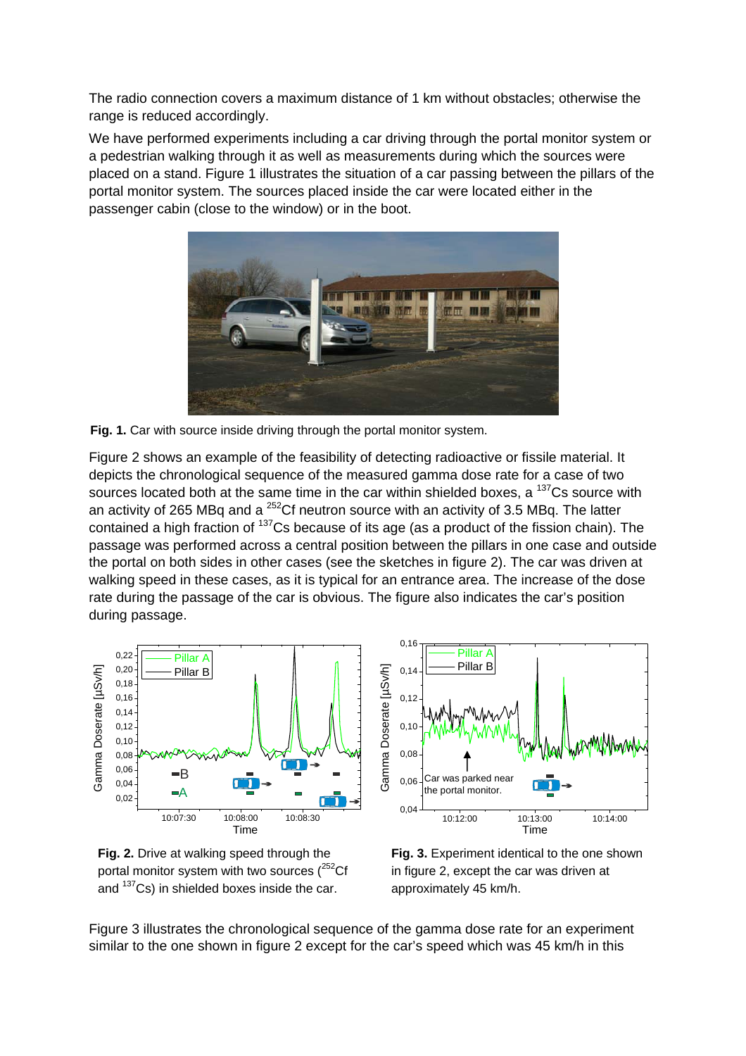The radio connection covers a maximum distance of 1 km without obstacles; otherwise the range is reduced accordingly.

We have performed experiments including a car driving through the portal monitor system or a pedestrian walking through it as well as measurements during which the sources were placed on a stand. Figure 1 illustrates the situation of a car passing between the pillars of the portal monitor system. The sources placed inside the car were located either in the passenger cabin (close to the window) or in the boot.

**Fig. 1.** Car with source inside driving through the portal monitor system.

Figure 2 shows an example of the feasibility of detecting radioactive or fissile material. It depicts the chronological sequence of the measured gamma dose rate for a case of two sources located both at the same time in the car within shielded boxes, a $^{137}$Cs source with an activity of 265 MBq and a $^{252}$Cf neutron source with an activity of 3.5 MBq. The latter contained a high fraction of $^{137}$Cs because of its age (as a product of the fission chain). The passage was performed across a central position between the pillars in one case and outside the portal on both sides in other cases (see the sketches in figure 2). The car was driven at walking speed in these cases, as it is typical for an entrance area. The increase of the dose rate during the passage of the car is obvious. The figure also indicates the car's position during passage.

**Fig. 2.** Drive at walking speed through the portal monitor system with two sources ($^{252}$Cf and $^{137}$Cs) in shielded boxes inside the car.

**Fig. 3.** Experiment identical to the one shown in figure 2, except the car was driven at approximately 45 km/h.

Figure 3 illustrates the chronological sequence of the gamma dose rate for an experiment similar to the one shown in figure 2 except for the car's speed which was 45 km/h in this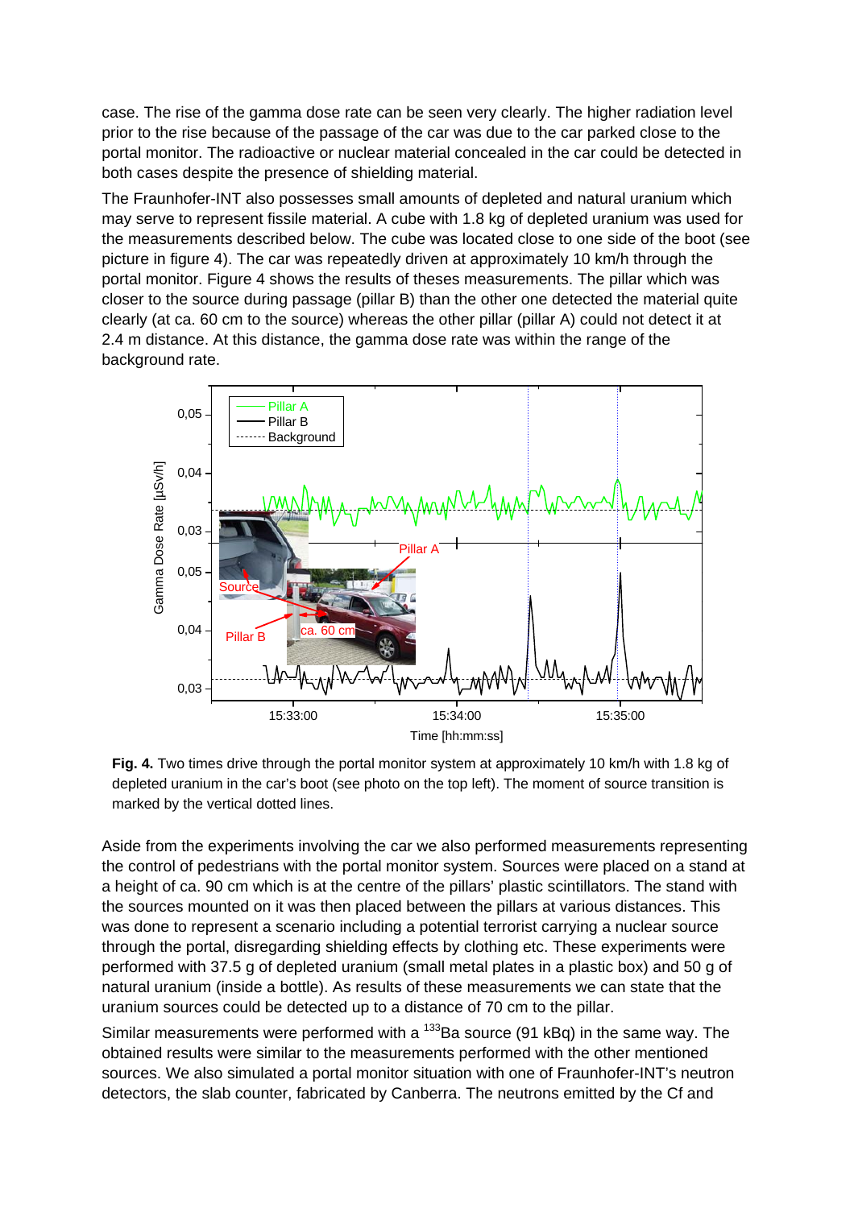case. The rise of the gamma dose rate can be seen very clearly. The higher radiation level prior to the rise because of the passage of the car was due to the car parked close to the portal monitor. The radioactive or nuclear material concealed in the car could be detected in both cases despite the presence of shielding material.

The Fraunhofer-INT also possesses small amounts of depleted and natural uranium which may serve to represent fissile material. A cube with 1.8 kg of depleted uranium was used for the measurements described below. The cube was located close to one side of the boot (see picture in figure 4). The car was repeatedly driven at approximately 10 km/h through the portal monitor. Figure 4 shows the results of theses measurements. The pillar which was closer to the source during passage (pillar B) than the other one detected the material quite clearly (at ca. 60 cm to the source) whereas the other pillar (pillar A) could not detect it at 2.4 m distance. At this distance, the gamma dose rate was within the range of the background rate.

**Fig. 4.** Two times drive through the portal monitor system at approximately 10 km/h with 1.8 kg of depleted uranium in the car's boot (see photo on the top left). The moment of source transition is marked by the vertical dotted lines.

Aside from the experiments involving the car we also performed measurements representing the control of pedestrians with the portal monitor system. Sources were placed on a stand at a height of ca. 90 cm which is at the centre of the pillars' plastic scintillators. The stand with the sources mounted on it was then placed between the pillars at various distances. This was done to represent a scenario including a potential terrorist carrying a nuclear source through the portal, disregarding shielding effects by clothing etc. These experiments were performed with 37.5 g of depleted uranium (small metal plates in a plastic box) and 50 g of natural uranium (inside a bottle). As results of these measurements we can state that the uranium sources could be detected up to a distance of 70 cm to the pillar.

Similar measurements were performed with a $^{133}$Ba source (91 kBq) in the same way. The obtained results were similar to the measurements performed with the other mentioned sources. We also simulated a portal monitor situation with one of Fraunhofer-INT's neutron detectors, the slab counter, fabricated by Canberra. The neutrons emitted by the Cf and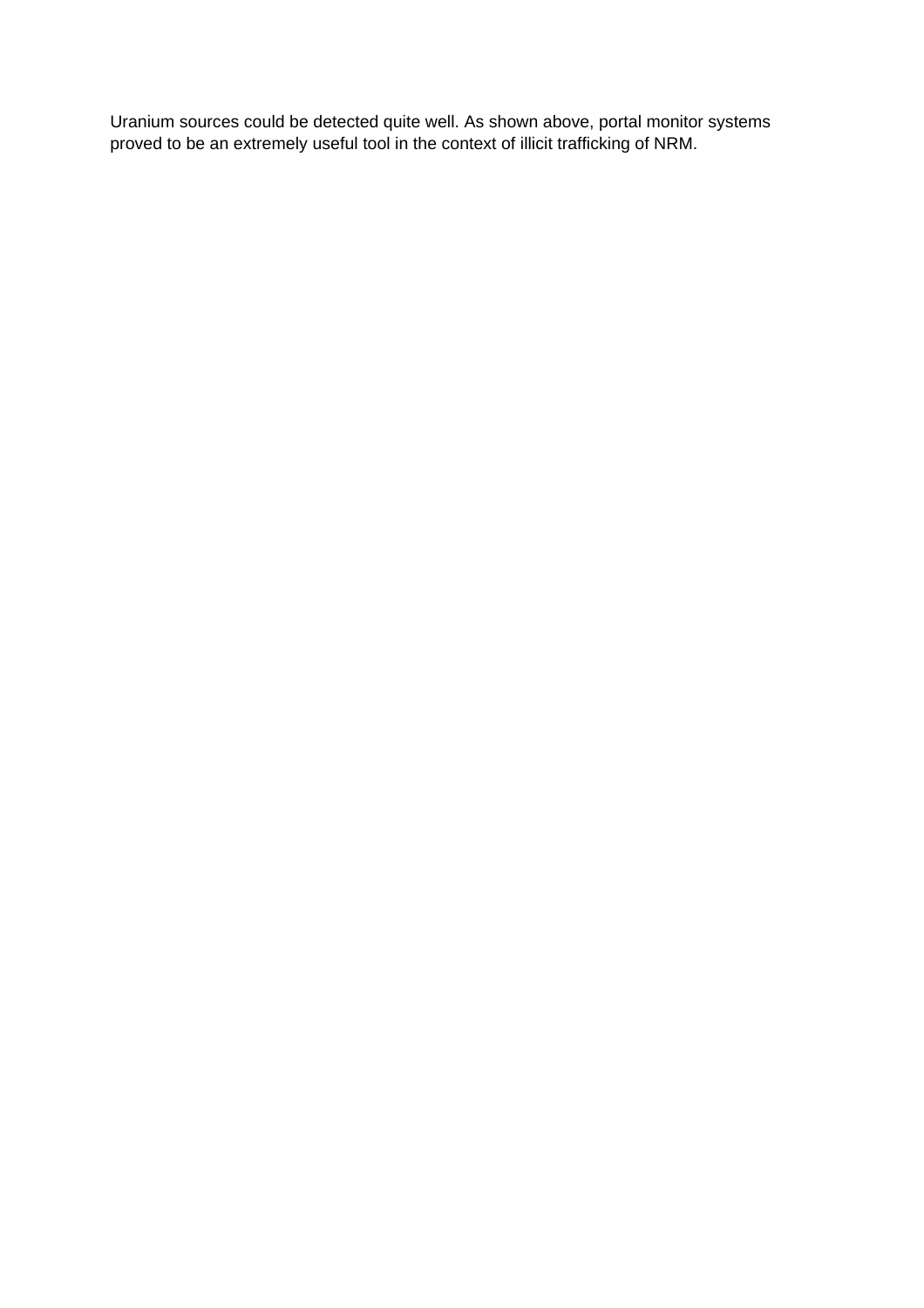Uranium sources could be detected quite well. As shown above, portal monitor systems proved to be an extremely useful tool in the context of illicit trafficking of NRM.